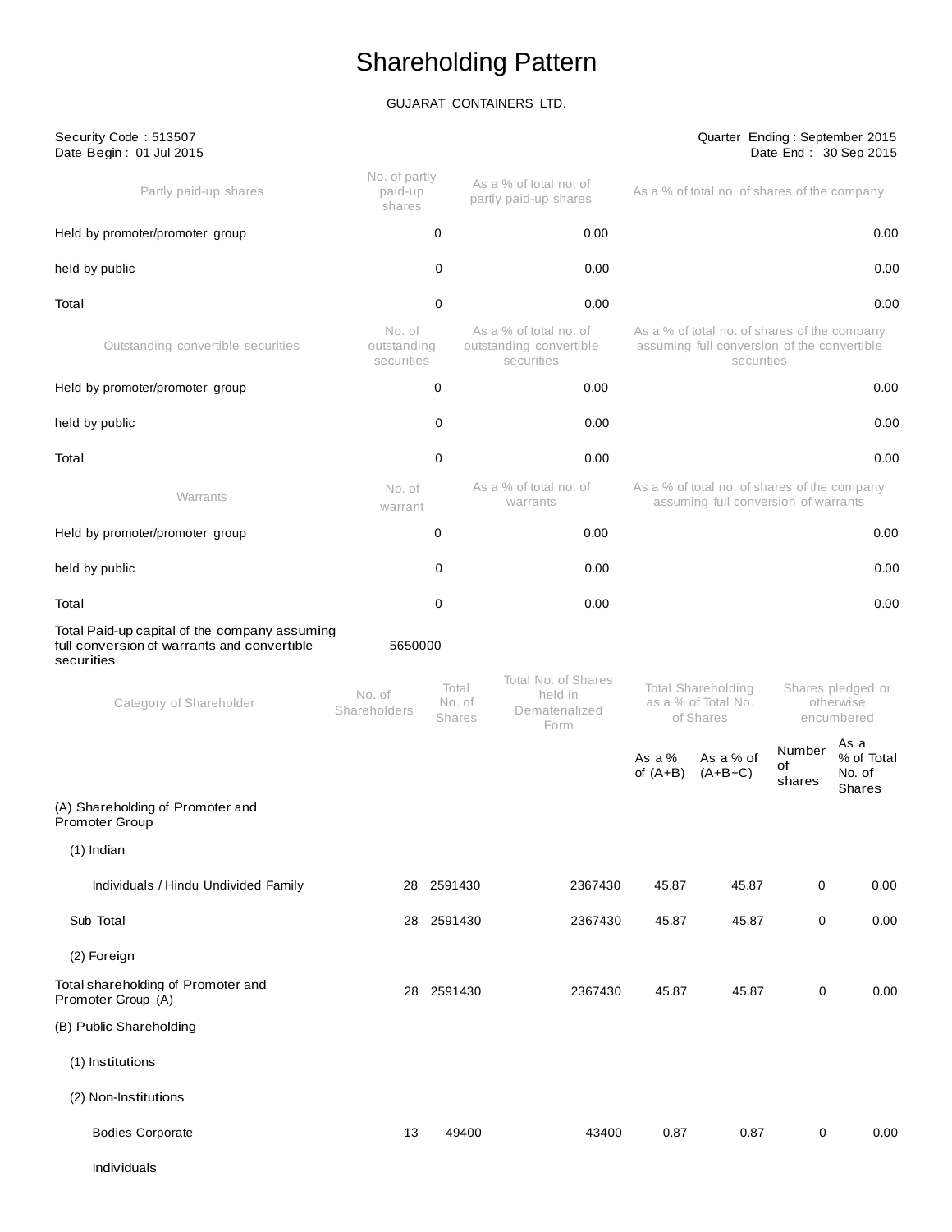# Shareholding Pattern

GUJARAT CONTAINERS LTD.

Security Code : 513507
Date Begin : 01 Jul 2015

Quarter Ending : September 2015
Date End : 30 Sep 2015

| Partly paid-up shares | No. of partly paid-up shares | As a % of total no. of partly paid-up shares | As a % of total no. of shares of the company |
|---|---|---|---|
| Held by promoter/promoter group | 0 | 0.00 | 0.00 |
| held by public | 0 | 0.00 | 0.00 |
| Total | 0 | 0.00 | 0.00 |
| **Outstanding convertible securities** | **No. of outstanding securities** | **As a % of total no. of outstanding convertible securities** | **As a % of total no. of shares of the company assuming full conversion of the convertible securities** |
| Held by promoter/promoter group | 0 | 0.00 | 0.00 |
| held by public | 0 | 0.00 | 0.00 |
| Total | 0 | 0.00 | 0.00 |
| **Warrants** | **No. of warrant** | **As a % of total no. of warrants** | **As a % of total no. of shares of the company assuming full conversion of warrants** |
| Held by promoter/promoter group | 0 | 0.00 | 0.00 |
| held by public | 0 | 0.00 | 0.00 |
| Total | 0 | 0.00 | 0.00 |
| Total Paid-up capital of the company assuming full conversion of warrants and convertible securities | 5650000 | | |

| Category of Shareholder | No. of Shareholders | Total No. of Shares | Total No. of Shares held in Dematerialized Form | Total Shareholding as a % of Total No. of Shares | | Shares pledged or otherwise encumbered | |
|---|---|---|---|---|---|---|---|
| | | | | As a % of (A+B) | As a % of (A+B+C) | Number of shares | As a % of Total No. of Shares |
| (A) Shareholding of Promoter and Promoter Group | | | | | | | |
| (1) Indian | | | | | | | |
| Individuals / Hindu Undivided Family | 28 | 2591430 | 2367430 | 45.87 | 45.87 | 0 | 0.00 |
| Sub Total | 28 | 2591430 | 2367430 | 45.87 | 45.87 | 0 | 0.00 |
| (2) Foreign | | | | | | | |
| Total shareholding of Promoter and Promoter Group (A) | 28 | 2591430 | 2367430 | 45.87 | 45.87 | 0 | 0.00 |
| (B) Public Shareholding | | | | | | | |
| (1) Institutions | | | | | | | |
| (2) Non-Institutions | | | | | | | |
| Bodies Corporate | 13 | 49400 | 43400 | 0.87 | 0.87 | 0 | 0.00 |
| Individuals | | | | | | | |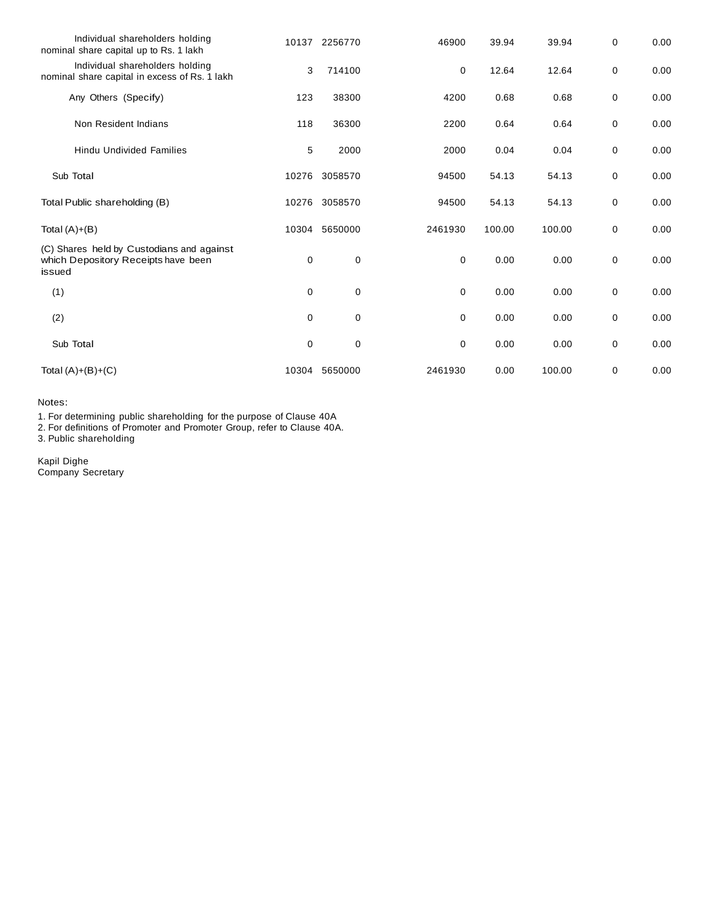| | | | | | | | |
|---|---|---|---|---|---|---|---|
| Individual shareholders holding nominal share capital up to Rs. 1 lakh | 10137 | 2256770 | 46900 | 39.94 | 39.94 | 0 | 0.00 |
| Individual shareholders holding nominal share capital in excess of Rs. 1 lakh | 3 | 714100 | 0 | 12.64 | 12.64 | 0 | 0.00 |
| Any Others (Specify) | 123 | 38300 | 4200 | 0.68 | 0.68 | 0 | 0.00 |
| Non Resident Indians | 118 | 36300 | 2200 | 0.64 | 0.64 | 0 | 0.00 |
| Hindu Undivided Families | 5 | 2000 | 2000 | 0.04 | 0.04 | 0 | 0.00 |
| Sub Total | 10276 | 3058570 | 94500 | 54.13 | 54.13 | 0 | 0.00 |
| Total Public shareholding (B) | 10276 | 3058570 | 94500 | 54.13 | 54.13 | 0 | 0.00 |
| Total (A)+(B) | 10304 | 5650000 | 2461930 | 100.00 | 100.00 | 0 | 0.00 |
| (C) Shares held by Custodians and against which Depository Receipts have been issued | 0 | 0 | 0 | 0.00 | 0.00 | 0 | 0.00 |
| (1) | 0 | 0 | 0 | 0.00 | 0.00 | 0 | 0.00 |
| (2) | 0 | 0 | 0 | 0.00 | 0.00 | 0 | 0.00 |
| Sub Total | 0 | 0 | 0 | 0.00 | 0.00 | 0 | 0.00 |
| Total (A)+(B)+(C) | 10304 | 5650000 | 2461930 | 0.00 | 100.00 | 0 | 0.00 |

Notes:

1. For determining public shareholding for the purpose of Clause 40A
2. For definitions of Promoter and Promoter Group, refer to Clause 40A.
3. Public shareholding

Kapil Dighe
Company Secretary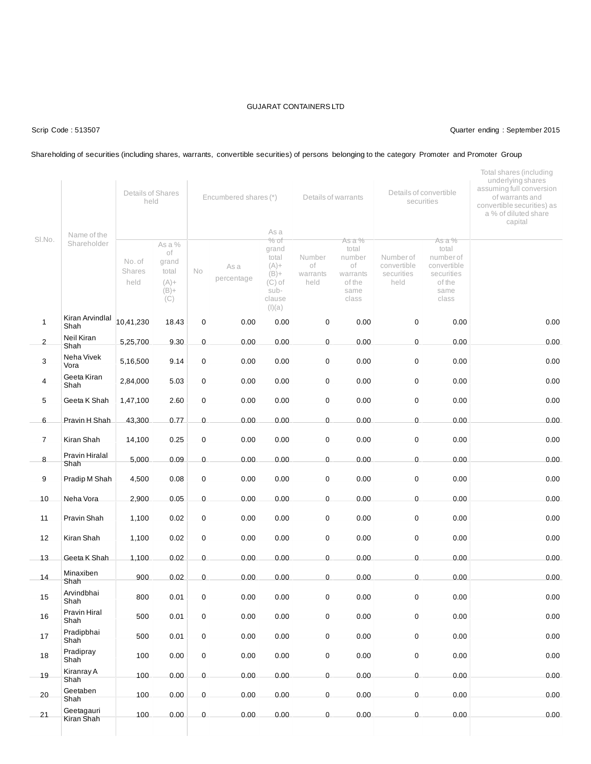GUJARAT CONTAINERS LTD

Scrip Code : 513507

Quarter ending : September 2015

Shareholding of securities (including shares, warrants, convertible securities) of persons belonging to the category Promoter and Promoter Group

| Sl.No. | Name of the Shareholder | Details of Shares held | | Encumbered shares (*) | | | Details of warrants | | Details of convertible securities | | Total shares (including underlying shares assuming full conversion of warrants and convertible securities) as a % of diluted share capital |
|---|---|---|---|---|---|---|---|---|---|---|---|
| | | No. of Shares held | As a % of grand total (A)+ (B)+ (C) | No | As a percentage | As a % of grand total (A)+ (B)+ (C) of sub-clause (I)(a) | Number of warrants held | As a % total number of warrants of the same class | Number of convertible securities held | As a % total number of convertible securities of the same class | |
| 1 | Kiran Arvindlal Shah | 10,41,230 | 18.43 | 0 | 0.00 | 0.00 | 0 | 0.00 | 0 | 0.00 | 0.00 |
| 2 | Neil Kiran Shah | 5,25,700 | 9.30 | 0 | 0.00 | 0.00 | 0 | 0.00 | 0 | 0.00 | 0.00 |
| 3 | Neha Vivek Vora | 5,16,500 | 9.14 | 0 | 0.00 | 0.00 | 0 | 0.00 | 0 | 0.00 | 0.00 |
| 4 | Geeta Kiran Shah | 2,84,000 | 5.03 | 0 | 0.00 | 0.00 | 0 | 0.00 | 0 | 0.00 | 0.00 |
| 5 | Geeta K Shah | 1,47,100 | 2.60 | 0 | 0.00 | 0.00 | 0 | 0.00 | 0 | 0.00 | 0.00 |
| 6 | Pravin H Shah | 43,300 | 0.77 | 0 | 0.00 | 0.00 | 0 | 0.00 | 0 | 0.00 | 0.00 |
| 7 | Kiran Shah | 14,100 | 0.25 | 0 | 0.00 | 0.00 | 0 | 0.00 | 0 | 0.00 | 0.00 |
| 8 | Pravin Hiralal Shah | 5,000 | 0.09 | 0 | 0.00 | 0.00 | 0 | 0.00 | 0 | 0.00 | 0.00 |
| 9 | Pradip M Shah | 4,500 | 0.08 | 0 | 0.00 | 0.00 | 0 | 0.00 | 0 | 0.00 | 0.00 |
| 10 | Neha Vora | 2,900 | 0.05 | 0 | 0.00 | 0.00 | 0 | 0.00 | 0 | 0.00 | 0.00 |
| 11 | Pravin Shah | 1,100 | 0.02 | 0 | 0.00 | 0.00 | 0 | 0.00 | 0 | 0.00 | 0.00 |
| 12 | Kiran Shah | 1,100 | 0.02 | 0 | 0.00 | 0.00 | 0 | 0.00 | 0 | 0.00 | 0.00 |
| 13 | Geeta K Shah | 1,100 | 0.02 | 0 | 0.00 | 0.00 | 0 | 0.00 | 0 | 0.00 | 0.00 |
| 14 | Minaxiben Shah | 900 | 0.02 | 0 | 0.00 | 0.00 | 0 | 0.00 | 0 | 0.00 | 0.00 |
| 15 | Arvindbhai Shah | 800 | 0.01 | 0 | 0.00 | 0.00 | 0 | 0.00 | 0 | 0.00 | 0.00 |
| 16 | Pravin Hiral Shah | 500 | 0.01 | 0 | 0.00 | 0.00 | 0 | 0.00 | 0 | 0.00 | 0.00 |
| 17 | Pradipbhai Shah | 500 | 0.01 | 0 | 0.00 | 0.00 | 0 | 0.00 | 0 | 0.00 | 0.00 |
| 18 | Pradipray Shah | 100 | 0.00 | 0 | 0.00 | 0.00 | 0 | 0.00 | 0 | 0.00 | 0.00 |
| 19 | Kiranray A Shah | 100 | 0.00 | 0 | 0.00 | 0.00 | 0 | 0.00 | 0 | 0.00 | 0.00 |
| 20 | Geetaben Shah | 100 | 0.00 | 0 | 0.00 | 0.00 | 0 | 0.00 | 0 | 0.00 | 0.00 |
| 21 | Geetagauri Kiran Shah | 100 | 0.00 | 0 | 0.00 | 0.00 | 0 | 0.00 | 0 | 0.00 | 0.00 |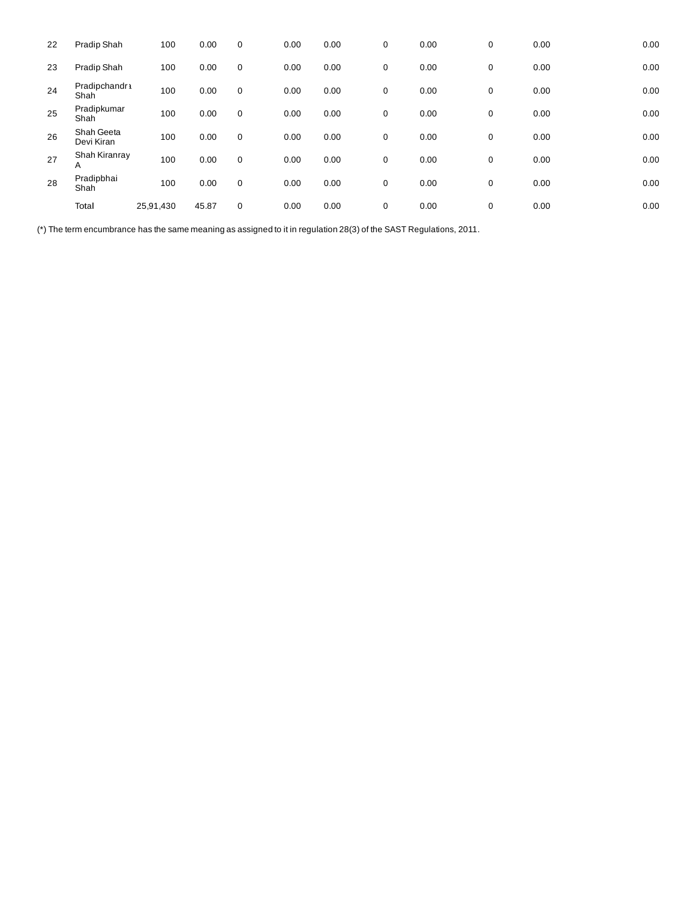| | | | | | | | | | | | | |
|---|---|---|---|---|---|---|---|---|---|---|---|---|
| 22 | Pradip Shah | 100 | 0.00 | 0 | 0.00 | 0.00 | 0 | 0.00 | 0 | 0.00 | | 0.00 |
| 23 | Pradip Shah | 100 | 0.00 | 0 | 0.00 | 0.00 | 0 | 0.00 | 0 | 0.00 | | 0.00 |
| 24 | Pradipchandra Shah | 100 | 0.00 | 0 | 0.00 | 0.00 | 0 | 0.00 | 0 | 0.00 | | 0.00 |
| 25 | Pradipkumar Shah | 100 | 0.00 | 0 | 0.00 | 0.00 | 0 | 0.00 | 0 | 0.00 | | 0.00 |
| 26 | Shah Geeta Devi Kiran | 100 | 0.00 | 0 | 0.00 | 0.00 | 0 | 0.00 | 0 | 0.00 | | 0.00 |
| 27 | Shah Kiranray A | 100 | 0.00 | 0 | 0.00 | 0.00 | 0 | 0.00 | 0 | 0.00 | | 0.00 |
| 28 | Pradipbhai Shah | 100 | 0.00 | 0 | 0.00 | 0.00 | 0 | 0.00 | 0 | 0.00 | | 0.00 |
| | Total | 25,91,430 | 45.87 | 0 | 0.00 | 0.00 | 0 | 0.00 | 0 | 0.00 | | 0.00 |

(*) The term encumbrance has the same meaning as assigned to it in regulation 28(3) of the SAST Regulations, 2011.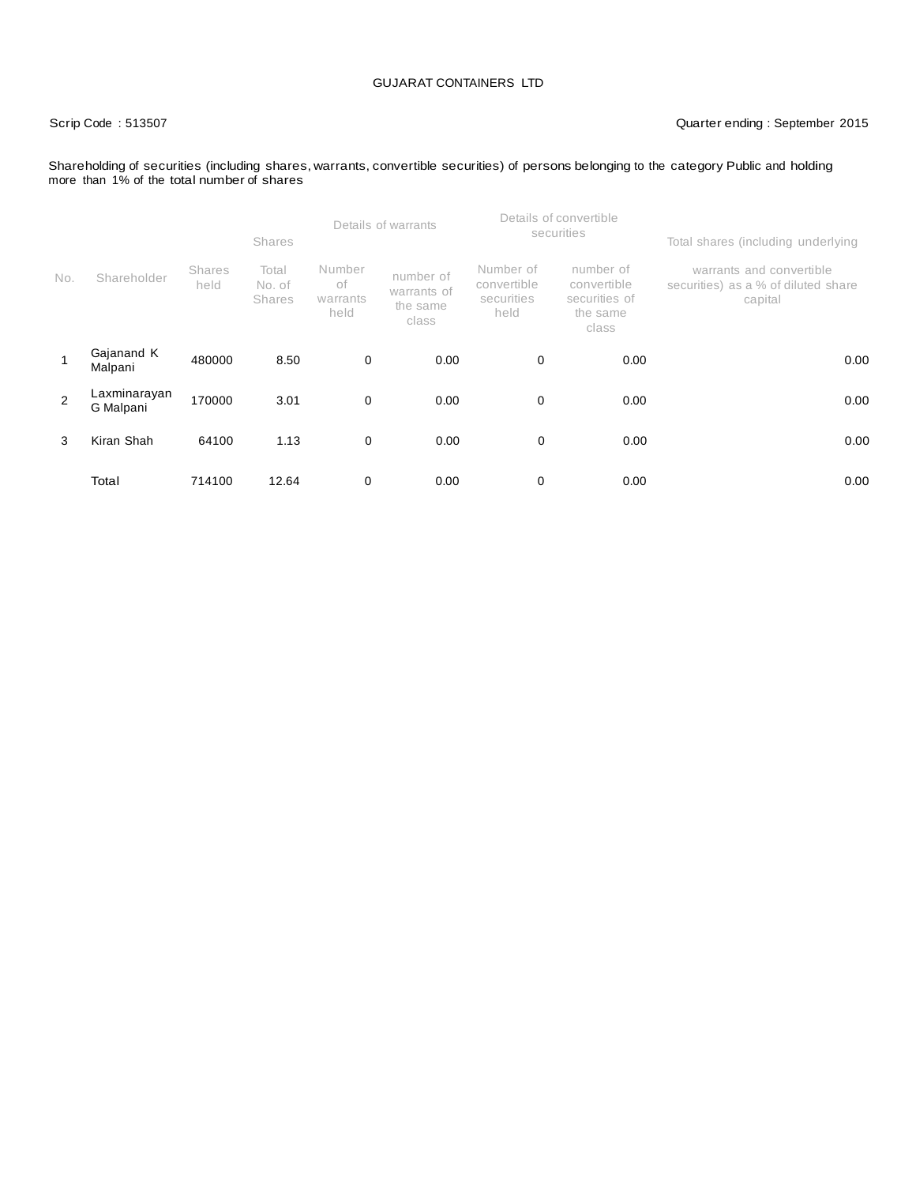GUJARAT CONTAINERS LTD

Scrip Code : 513507

Quarter ending : September 2015

Shareholding of securities (including shares, warrants, convertible securities) of persons belonging to the category Public and holding more than 1% of the total number of shares

| No. | Shareholder | Shares held | Shares | Details of warrants | | Details of convertible securities | | Total shares (including underlying |
|---|---|---|---|---|---|---|---|---|
| | | | Total No. of Shares | Number of warrants held | number of warrants of the same class | Number of convertible securities held | number of convertible securities of the same class | warrants and convertible securities) as a % of diluted share capital |
| 1 | Gajanand K Malpani | 480000 | 8.50 | 0 | 0.00 | 0 | 0.00 | 0.00 |
| 2 | Laxminarayan G Malpani | 170000 | 3.01 | 0 | 0.00 | 0 | 0.00 | 0.00 |
| 3 | Kiran Shah | 64100 | 1.13 | 0 | 0.00 | 0 | 0.00 | 0.00 |
| | Total | 714100 | 12.64 | 0 | 0.00 | 0 | 0.00 | 0.00 |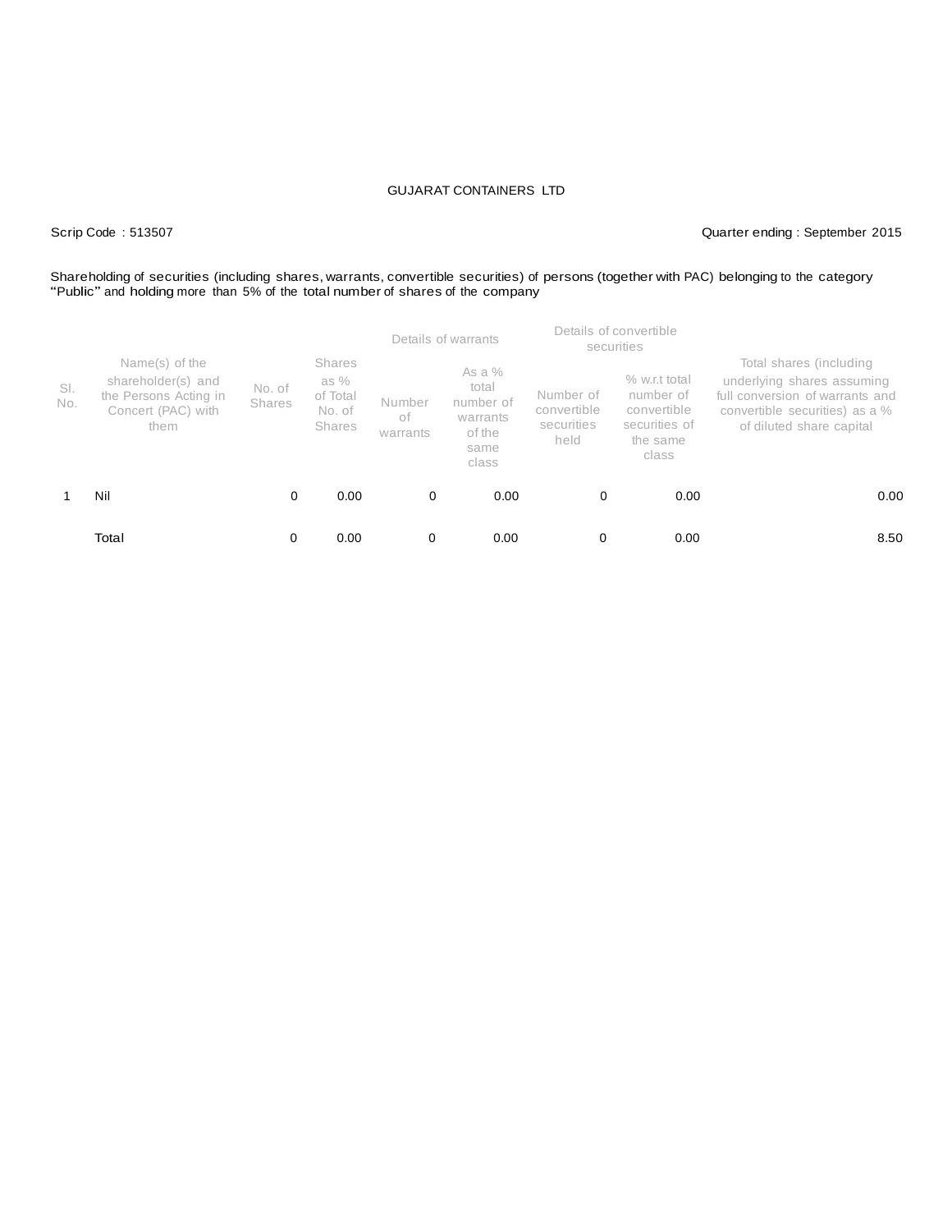GUJARAT CONTAINERS LTD

Scrip Code : 513507

Quarter ending : September 2015

Shareholding of securities (including shares, warrants, convertible securities) of persons (together with PAC) belonging to the category "Public" and holding more than 5% of the total number of shares of the company

| Sl. No. | Name(s) of the shareholder(s) and the Persons Acting in Concert (PAC) with them | No. of Shares | Shares as % of Total No. of Shares | Details of warrants | | Details of convertible securities | | Total shares (including underlying shares assuming full conversion of warrants and convertible securities) as a % of diluted share capital |
|---|---|---|---|---|---|---|---|---|
| | | | | Number of warrants | As a % total number of warrants of the same class | Number of convertible securities held | % w.r.t total number of convertible securities of the same class | |
| 1 | Nil | 0 | 0.00 | 0 | 0.00 | 0 | 0.00 | 0.00 |
| | Total | 0 | 0.00 | 0 | 0.00 | 0 | 0.00 | 8.50 |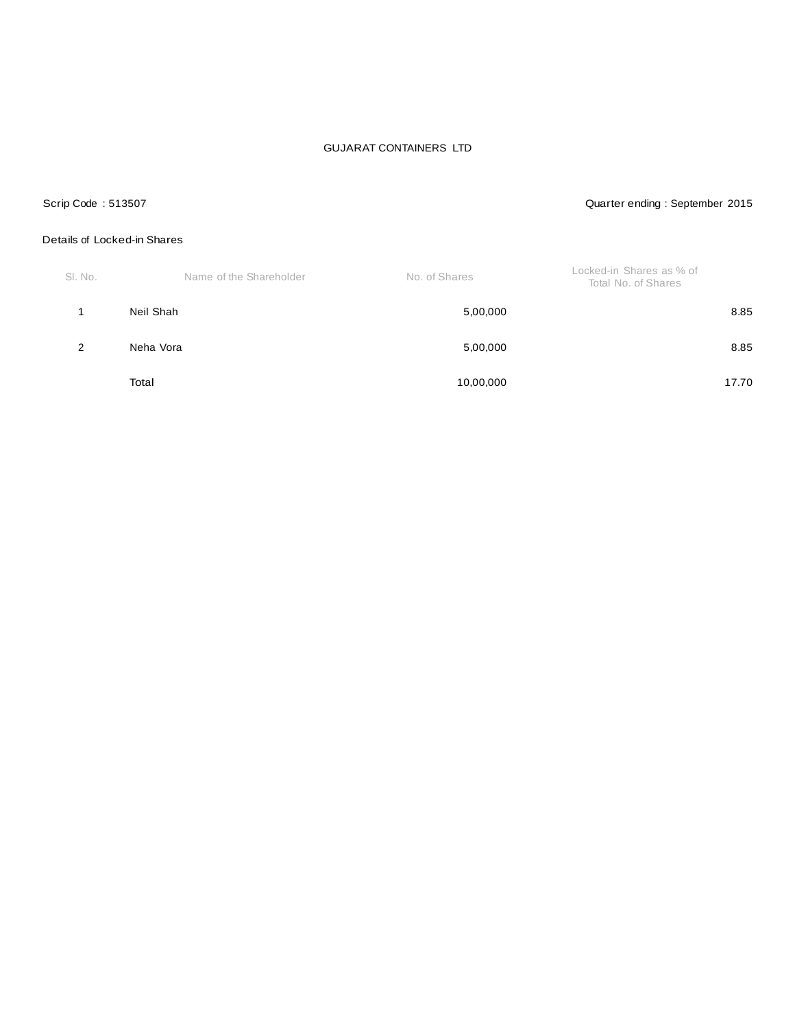GUJARAT CONTAINERS LTD

Scrip Code : 513507

Quarter ending : September 2015

Details of Locked-in Shares

| Sl. No. | Name of the Shareholder | No. of Shares | Locked-in Shares as % of Total No. of Shares |
|---|---|---|---|
| 1 | Neil Shah | 5,00,000 | 8.85 |
| 2 | Neha Vora | 5,00,000 | 8.85 |
| | Total | 10,00,000 | 17.70 |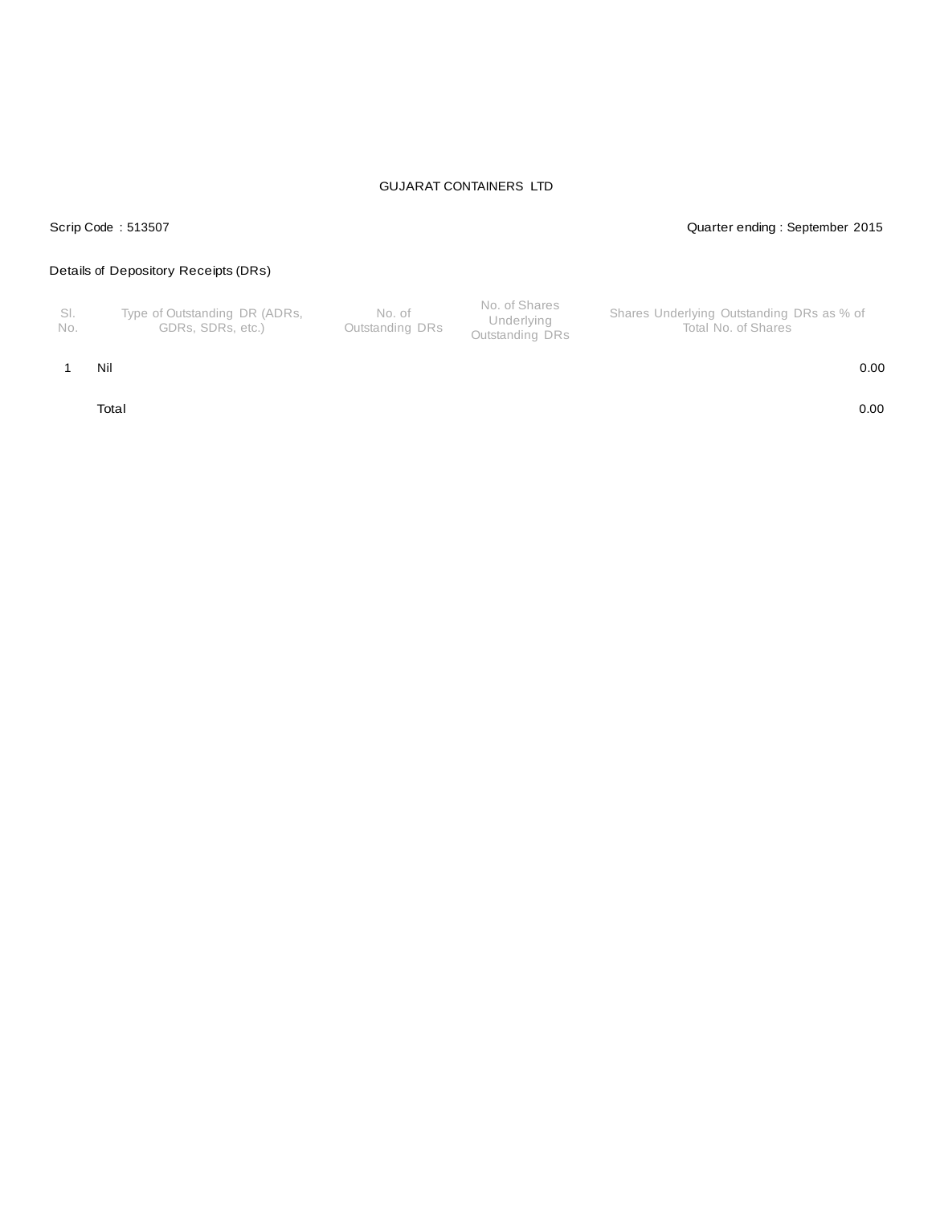GUJARAT CONTAINERS LTD

Scrip Code : 513507

Quarter ending : September 2015

Details of Depository Receipts (DRs)

| Sl. No. | Type of Outstanding DR (ADRs, GDRs, SDRs, etc.) | No. of Outstanding DRs | No. of Shares Underlying Outstanding DRs | Shares Underlying Outstanding DRs as % of Total No. of Shares |
|---|---|---|---|---|
| 1 | Nil | | | 0.00 |
| | Total | | | 0.00 |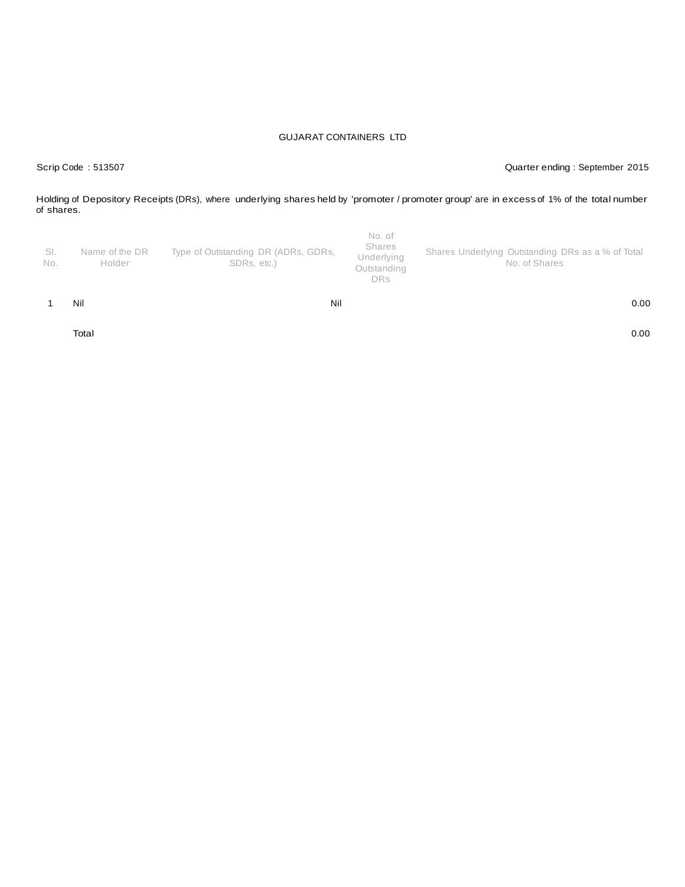GUJARAT CONTAINERS LTD

Scrip Code : 513507

Quarter ending : September 2015

Holding of Depository Receipts (DRs), where underlying shares held by 'promoter / promoter group' are in excess of 1% of the total number of shares.

| Sl. No. | Name of the DR Holder | Type of Outstanding DR (ADRs, GDRs, SDRs, etc.) | No. of Shares Underlying Outstanding DRs | Shares Underlying Outstanding DRs as a % of Total No. of Shares |
|---|---|---|---|---|
| 1 | Nil | Nil | | 0.00 |
| | Total | | | 0.00 |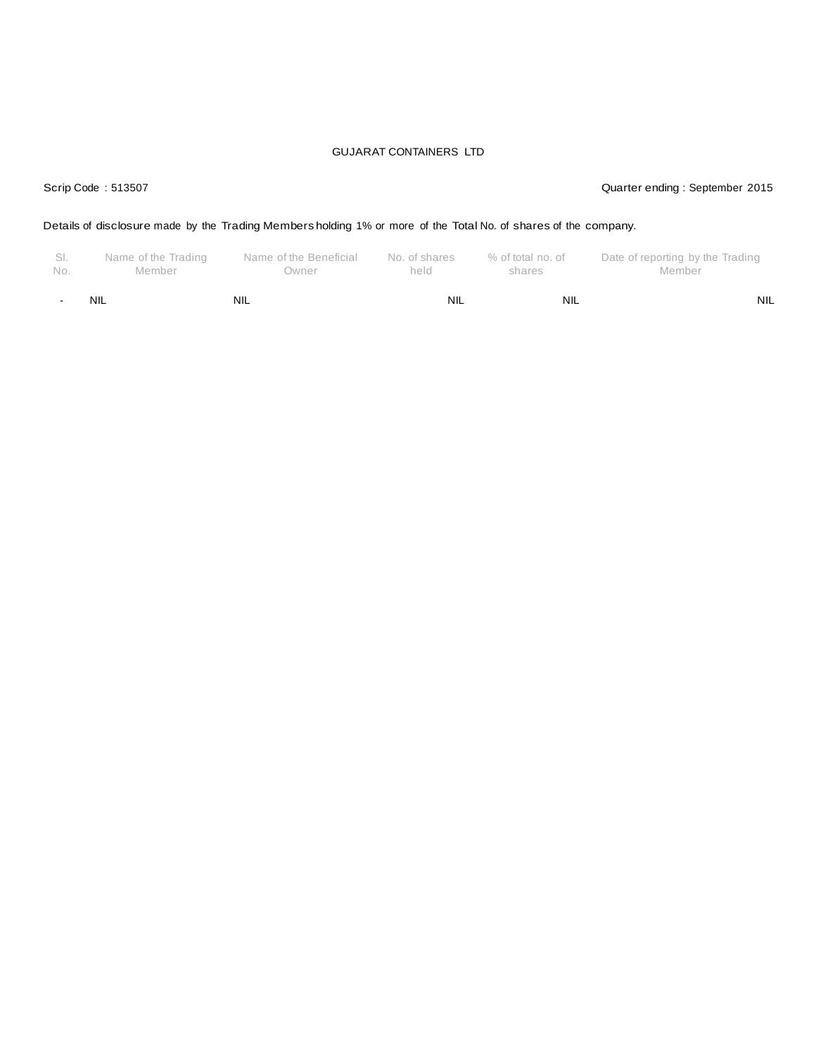GUJARAT CONTAINERS LTD

Scrip Code : 513507

Quarter ending : September 2015

Details of disclosure made by the Trading Members holding 1% or more of the Total No. of shares of the company.

| Sl. No. | Name of the Trading Member | Name of the Beneficial Owner | No. of shares held | % of total no. of shares | Date of reporting by the Trading Member |
|---|---|---|---|---|---|
| - | NIL | NIL | NIL | NIL | NIL |